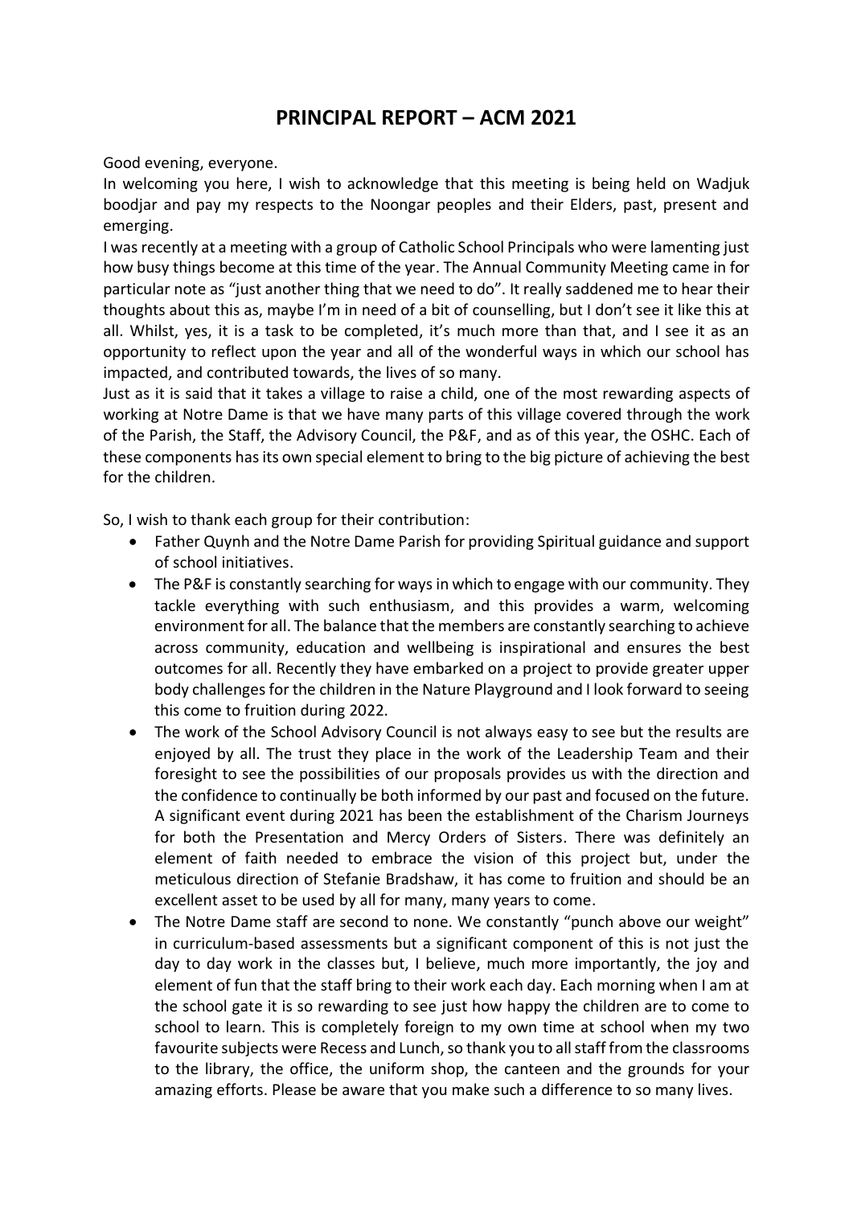# PRINCIPAL REPORT – ACM 2021

Good evening, everyone.

In welcoming you here, I wish to acknowledge that this meeting is being held on Wadjuk boodjar and pay my respects to the Noongar peoples and their Elders, past, present and emerging.

I was recently at a meeting with a group of Catholic School Principals who were lamenting just how busy things become at this time of the year. The Annual Community Meeting came in for particular note as "just another thing that we need to do". It really saddened me to hear their thoughts about this as, maybe I'm in need of a bit of counselling, but I don't see it like this at all. Whilst, yes, it is a task to be completed, it's much more than that, and I see it as an opportunity to reflect upon the year and all of the wonderful ways in which our school has impacted, and contributed towards, the lives of so many.

Just as it is said that it takes a village to raise a child, one of the most rewarding aspects of working at Notre Dame is that we have many parts of this village covered through the work of the Parish, the Staff, the Advisory Council, the P&F, and as of this year, the OSHC. Each of these components has its own special element to bring to the big picture of achieving the best for the children.

So, I wish to thank each group for their contribution:

- Father Quynh and the Notre Dame Parish for providing Spiritual guidance and support of school initiatives.
- The P&F is constantly searching for ways in which to engage with our community. They tackle everything with such enthusiasm, and this provides a warm, welcoming environment for all. The balance that the members are constantly searching to achieve across community, education and wellbeing is inspirational and ensures the best outcomes for all. Recently they have embarked on a project to provide greater upper body challenges for the children in the Nature Playground and I look forward to seeing this come to fruition during 2022.
- The work of the School Advisory Council is not always easy to see but the results are enjoyed by all. The trust they place in the work of the Leadership Team and their foresight to see the possibilities of our proposals provides us with the direction and the confidence to continually be both informed by our past and focused on the future. A significant event during 2021 has been the establishment of the Charism Journeys for both the Presentation and Mercy Orders of Sisters. There was definitely an element of faith needed to embrace the vision of this project but, under the meticulous direction of Stefanie Bradshaw, it has come to fruition and should be an excellent asset to be used by all for many, many years to come.
- The Notre Dame staff are second to none. We constantly "punch above our weight" in curriculum-based assessments but a significant component of this is not just the day to day work in the classes but, I believe, much more importantly, the joy and element of fun that the staff bring to their work each day. Each morning when I am at the school gate it is so rewarding to see just how happy the children are to come to school to learn. This is completely foreign to my own time at school when my two favourite subjects were Recess and Lunch, so thank you to all staff from the classrooms to the library, the office, the uniform shop, the canteen and the grounds for your amazing efforts. Please be aware that you make such a difference to so many lives.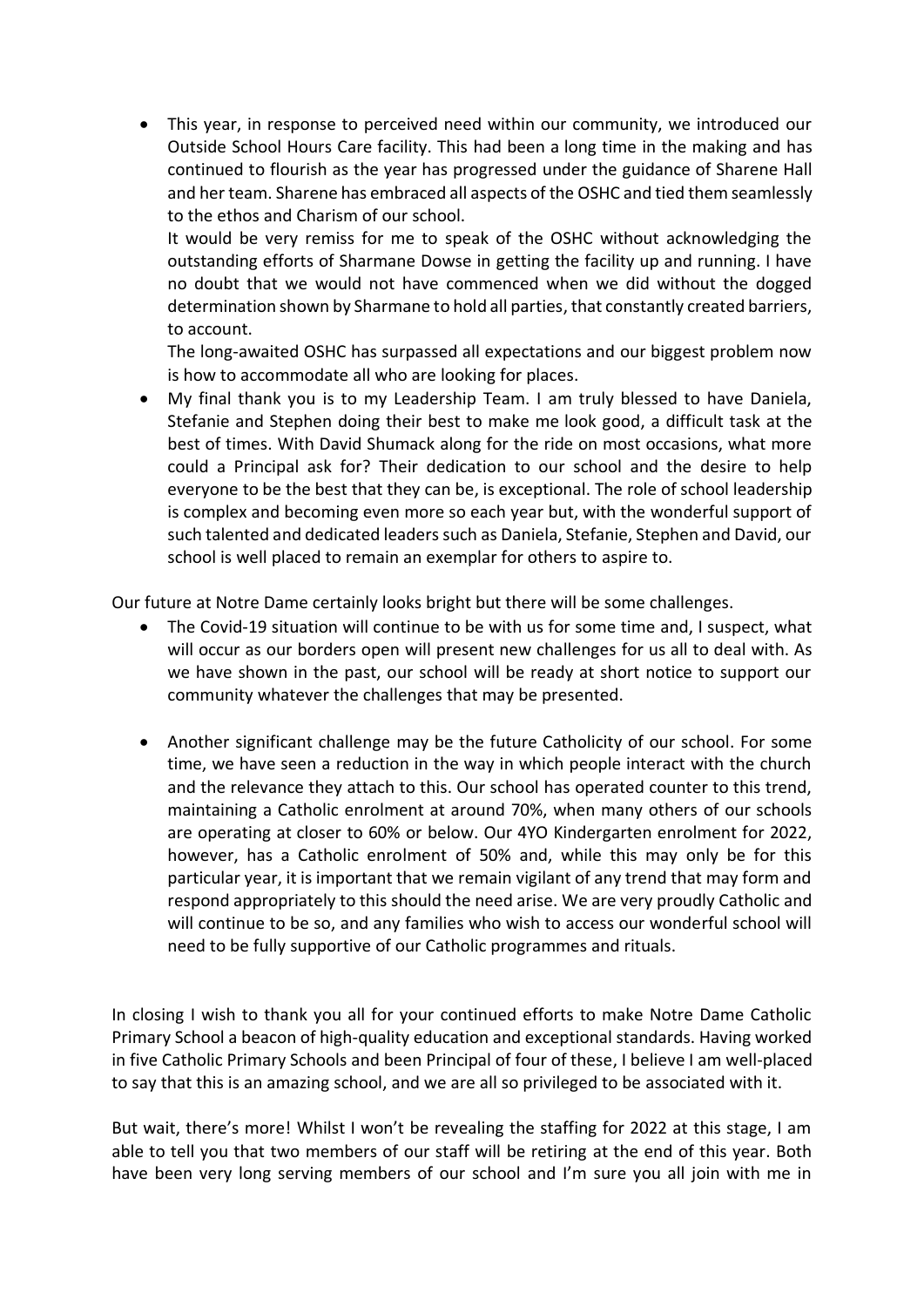- This year, in response to perceived need within our community, we introduced our Outside School Hours Care facility. This had been a long time in the making and has continued to flourish as the year has progressed under the guidance of Sharene Hall and her team. Sharene has embraced all aspects of the OSHC and tied them seamlessly to the ethos and Charism of our school.

  It would be very remiss for me to speak of the OSHC without acknowledging the outstanding efforts of Sharmane Dowse in getting the facility up and running. I have no doubt that we would not have commenced when we did without the dogged determination shown by Sharmane to hold all parties, that constantly created barriers, to account.

  The long-awaited OSHC has surpassed all expectations and our biggest problem now is how to accommodate all who are looking for places.
- My final thank you is to my Leadership Team. I am truly blessed to have Daniela, Stefanie and Stephen doing their best to make me look good, a difficult task at the best of times. With David Shumack along for the ride on most occasions, what more could a Principal ask for? Their dedication to our school and the desire to help everyone to be the best that they can be, is exceptional. The role of school leadership is complex and becoming even more so each year but, with the wonderful support of such talented and dedicated leaders such as Daniela, Stefanie, Stephen and David, our school is well placed to remain an exemplar for others to aspire to.

Our future at Notre Dame certainly looks bright but there will be some challenges.

- The Covid-19 situation will continue to be with us for some time and, I suspect, what will occur as our borders open will present new challenges for us all to deal with. As we have shown in the past, our school will be ready at short notice to support our community whatever the challenges that may be presented.

- Another significant challenge may be the future Catholicity of our school. For some time, we have seen a reduction in the way in which people interact with the church and the relevance they attach to this. Our school has operated counter to this trend, maintaining a Catholic enrolment at around 70%, when many others of our schools are operating at closer to 60% or below. Our 4YO Kindergarten enrolment for 2022, however, has a Catholic enrolment of 50% and, while this may only be for this particular year, it is important that we remain vigilant of any trend that may form and respond appropriately to this should the need arise. We are very proudly Catholic and will continue to be so, and any families who wish to access our wonderful school will need to be fully supportive of our Catholic programmes and rituals.

In closing I wish to thank you all for your continued efforts to make Notre Dame Catholic Primary School a beacon of high-quality education and exceptional standards. Having worked in five Catholic Primary Schools and been Principal of four of these, I believe I am well-placed to say that this is an amazing school, and we are all so privileged to be associated with it.

But wait, there's more! Whilst I won't be revealing the staffing for 2022 at this stage, I am able to tell you that two members of our staff will be retiring at the end of this year. Both have been very long serving members of our school and I'm sure you all join with me in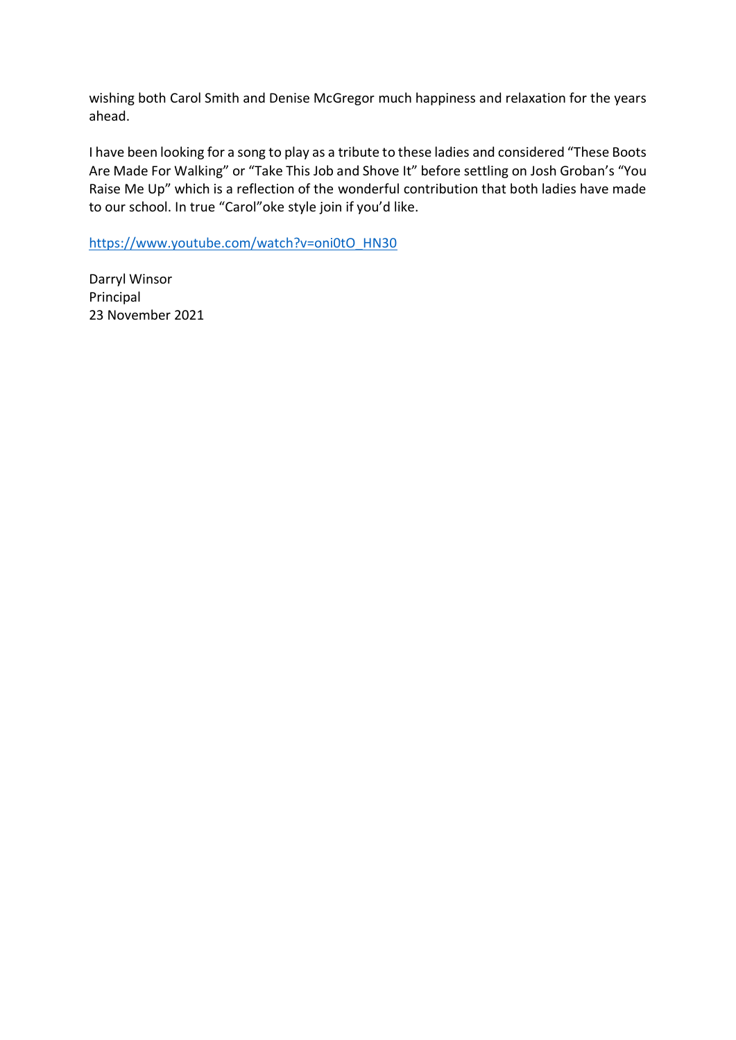wishing both Carol Smith and Denise McGregor much happiness and relaxation for the years ahead.

I have been looking for a song to play as a tribute to these ladies and considered "These Boots Are Made For Walking" or "Take This Job and Shove It" before settling on Josh Groban's "You Raise Me Up" which is a reflection of the wonderful contribution that both ladies have made to our school. In true "Carol"oke style join if you'd like.

https://www.youtube.com/watch?v=oni0tO_HN30

Darryl Winsor  
Principal  
23 November 2021